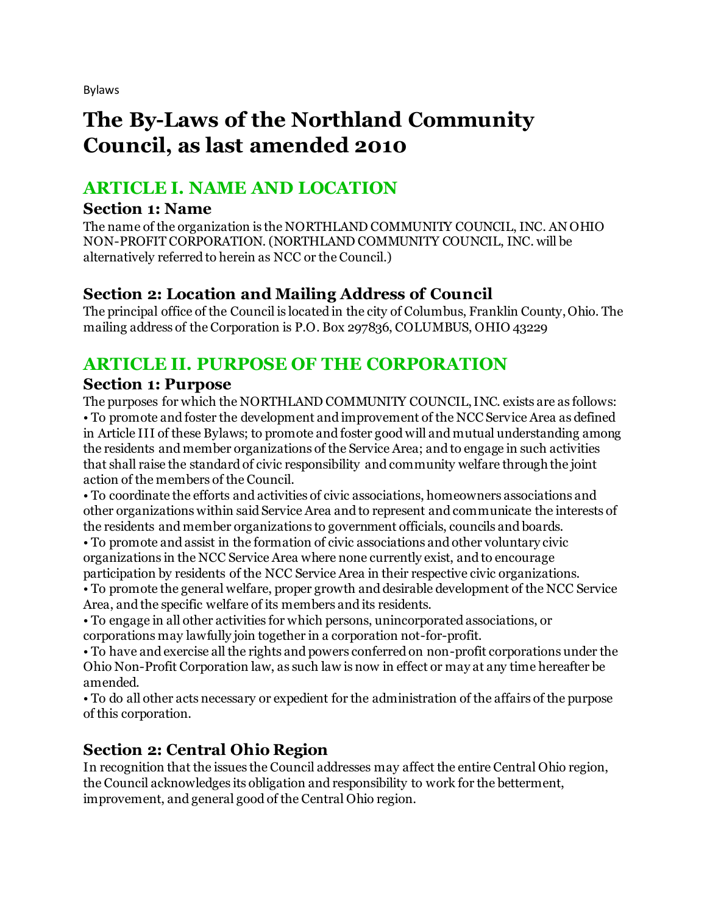Bylaws

# The By-Laws of the Northland Community Council, as last amended 2010

## ARTICLE I. NAME AND LOCATION

### Section 1: Name

The name of the organization is the NORTHLAND COMMUNITY COUNCIL, INC. AN OHIO NON-PROFIT CORPORATION. (NORTHLAND COMMUNITY COUNCIL, INC. will be alternatively referred to herein as NCC or the Council.)

### Section 2: Location and Mailing Address of Council

The principal office of the Council is located in the city of Columbus, Franklin County, Ohio. The mailing address of the Corporation is P.O. Box 297836, COLUMBUS, OHIO 43229

## ARTICLE II. PURPOSE OF THE CORPORATION

### Section 1: Purpose

The purposes for which the NORTHLAND COMMUNITY COUNCIL, INC. exists are as follows:

• To promote and foster the development and improvement of the NCC Service Area as defined in Article III of these Bylaws; to promote and foster good will and mutual understanding among the residents and member organizations of the Service Area; and to engage in such activities that shall raise the standard of civic responsibility and community welfare through the joint action of the members of the Council.

• To coordinate the efforts and activities of civic associations, homeowners associations and other organizations within said Service Area and to represent and communicate the interests of the residents and member organizations to government officials, councils and boards.

• To promote and assist in the formation of civic associations and other voluntary civic organizations in the NCC Service Area where none currently exist, and to encourage participation by residents of the NCC Service Area in their respective civic organizations.

• To promote the general welfare, proper growth and desirable development of the NCC Service Area, and the specific welfare of its members and its residents.

• To engage in all other activities for which persons, unincorporated associations, or corporations may lawfully join together in a corporation not-for-profit.

• To have and exercise all the rights and powers conferred on non-profit corporations under the Ohio Non-Profit Corporation law, as such law is now in effect or may at any time hereafter be amended.

• To do all other acts necessary or expedient for the administration of the affairs of the purpose of this corporation.

### Section 2: Central Ohio Region

In recognition that the issues the Council addresses may affect the entire Central Ohio region, the Council acknowledges its obligation and responsibility to work for the betterment, improvement, and general good of the Central Ohio region.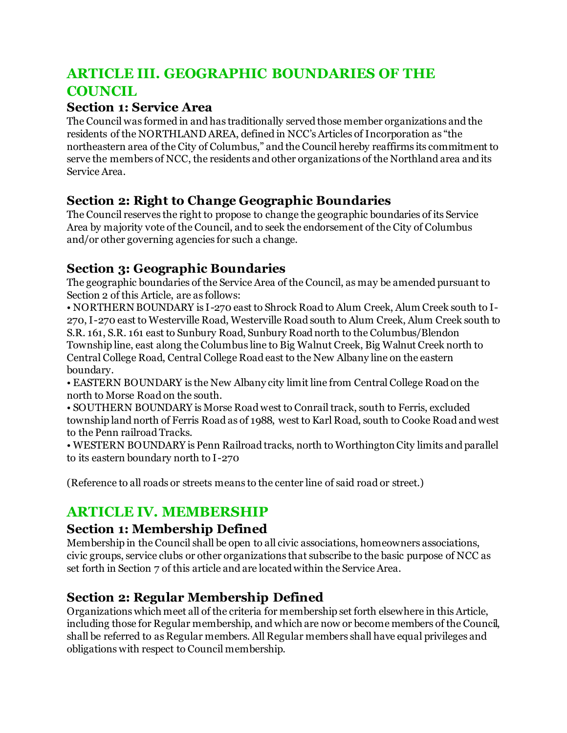## ARTICLE III. GEOGRAPHIC BOUNDARIES OF THE COUNCIL

### Section 1: Service Area

The Council was formed in and has traditionally served those member organizations and the residents of the NORTHLAND AREA, defined in NCC's Articles of Incorporation as "the northeastern area of the City of Columbus," and the Council hereby reaffirms its commitment to serve the members of NCC, the residents and other organizations of the Northland area and its Service Area.

### Section 2: Right to Change Geographic Boundaries

The Council reserves the right to propose to change the geographic boundaries of its Service Area by majority vote of the Council, and to seek the endorsement of the City of Columbus and/or other governing agencies for such a change.

### Section 3: Geographic Boundaries

The geographic boundaries of the Service Area of the Council, as may be amended pursuant to Section 2 of this Article, are as follows:

- NORTHERN BOUNDARY is I-270 east to Shrock Road to Alum Creek, Alum Creek south to I-270, I-270 east to Westerville Road, Westerville Road south to Alum Creek, Alum Creek south to S.R. 161, S.R. 161 east to Sunbury Road, Sunbury Road north to the Columbus/Blendon Township line, east along the Columbus line to Big Walnut Creek, Big Walnut Creek north to Central College Road, Central College Road east to the New Albany line on the eastern boundary.
- EASTERN BOUNDARY is the New Albany city limit line from Central College Road on the north to Morse Road on the south.
- SOUTHERN BOUNDARY is Morse Road west to Conrail track, south to Ferris, excluded township land north of Ferris Road as of 1988, west to Karl Road, south to Cooke Road and west to the Penn railroad Tracks.
- WESTERN BOUNDARY is Penn Railroad tracks, north to Worthington City limits and parallel to its eastern boundary north to I-270

(Reference to all roads or streets means to the center line of said road or street.)

## ARTICLE IV. MEMBERSHIP

### Section 1: Membership Defined

Membership in the Council shall be open to all civic associations, homeowners associations, civic groups, service clubs or other organizations that subscribe to the basic purpose of NCC as set forth in Section 7 of this article and are located within the Service Area.

### Section 2: Regular Membership Defined

Organizations which meet all of the criteria for membership set forth elsewhere in this Article, including those for Regular membership, and which are now or become members of the Council, shall be referred to as Regular members. All Regular members shall have equal privileges and obligations with respect to Council membership.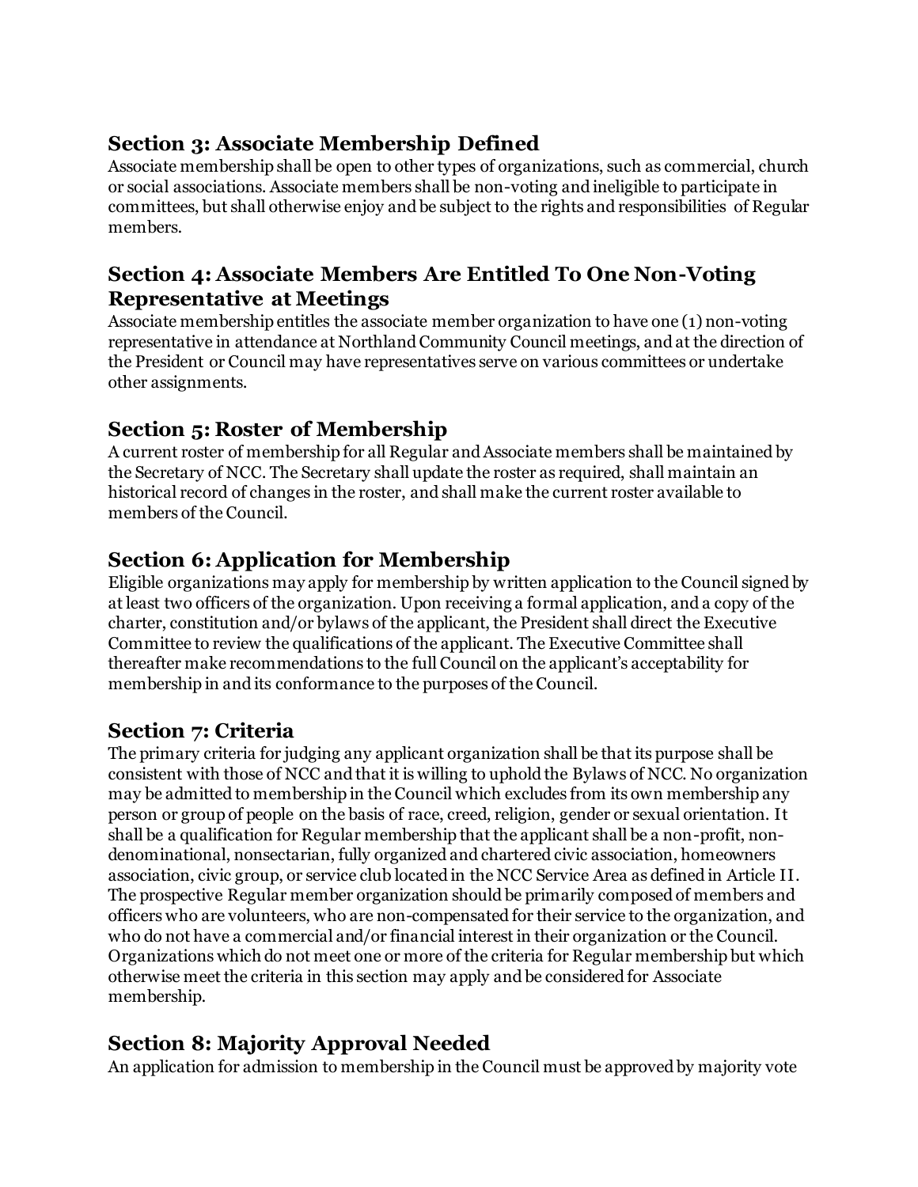## Section 3: Associate Membership Defined

Associate membership shall be open to other types of organizations, such as commercial, church or social associations. Associate members shall be non-voting and ineligible to participate in committees, but shall otherwise enjoy and be subject to the rights and responsibilities of Regular members.

## Section 4: Associate Members Are Entitled To One Non-Voting Representative at Meetings

Associate membership entitles the associate member organization to have one (1) non-voting representative in attendance at Northland Community Council meetings, and at the direction of the President or Council may have representatives serve on various committees or undertake other assignments.

## Section 5: Roster of Membership

A current roster of membership for all Regular and Associate members shall be maintained by the Secretary of NCC. The Secretary shall update the roster as required, shall maintain an historical record of changes in the roster, and shall make the current roster available to members of the Council.

## Section 6: Application for Membership

Eligible organizations may apply for membership by written application to the Council signed by at least two officers of the organization. Upon receiving a formal application, and a copy of the charter, constitution and/or bylaws of the applicant, the President shall direct the Executive Committee to review the qualifications of the applicant. The Executive Committee shall thereafter make recommendations to the full Council on the applicant's acceptability for membership in and its conformance to the purposes of the Council.

## Section 7: Criteria

The primary criteria for judging any applicant organization shall be that its purpose shall be consistent with those of NCC and that it is willing to uphold the Bylaws of NCC. No organization may be admitted to membership in the Council which excludes from its own membership any person or group of people on the basis of race, creed, religion, gender or sexual orientation. It shall be a qualification for Regular membership that the applicant shall be a non-profit, non-denominational, nonsectarian, fully organized and chartered civic association, homeowners association, civic group, or service club located in the NCC Service Area as defined in Article II. The prospective Regular member organization should be primarily composed of members and officers who are volunteers, who are non-compensated for their service to the organization, and who do not have a commercial and/or financial interest in their organization or the Council. Organizations which do not meet one or more of the criteria for Regular membership but which otherwise meet the criteria in this section may apply and be considered for Associate membership.

## Section 8: Majority Approval Needed

An application for admission to membership in the Council must be approved by majority vote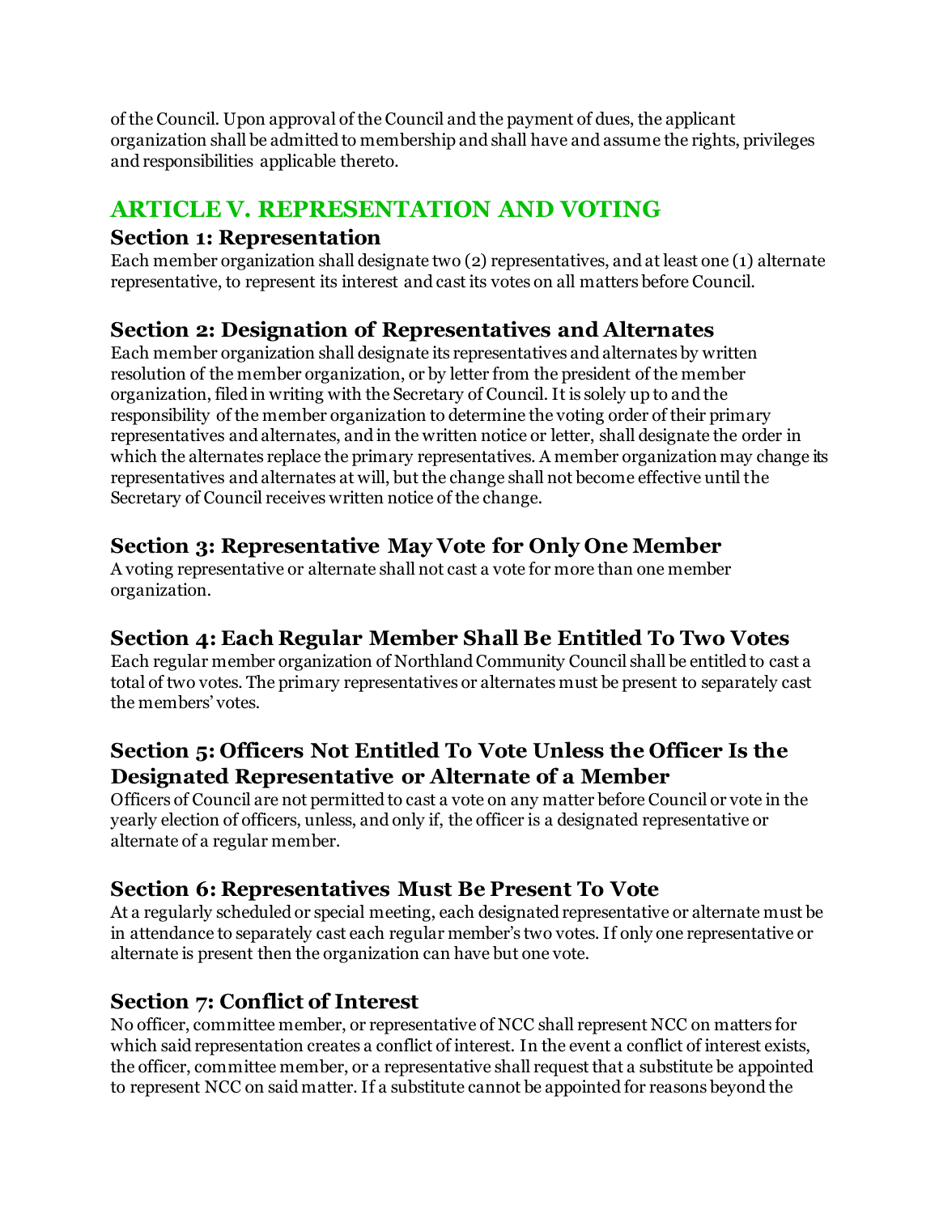of the Council. Upon approval of the Council and the payment of dues, the applicant organization shall be admitted to membership and shall have and assume the rights, privileges and responsibilities applicable thereto.

## ARTICLE V. REPRESENTATION AND VOTING

### Section 1: Representation

Each member organization shall designate two (2) representatives, and at least one (1) alternate representative, to represent its interest and cast its votes on all matters before Council.

### Section 2: Designation of Representatives and Alternates

Each member organization shall designate its representatives and alternates by written resolution of the member organization, or by letter from the president of the member organization, filed in writing with the Secretary of Council. It is solely up to and the responsibility of the member organization to determine the voting order of their primary representatives and alternates, and in the written notice or letter, shall designate the order in which the alternates replace the primary representatives. A member organization may change its representatives and alternates at will, but the change shall not become effective until the Secretary of Council receives written notice of the change.

### Section 3: Representative May Vote for Only One Member

A voting representative or alternate shall not cast a vote for more than one member organization.

### Section 4: Each Regular Member Shall Be Entitled To Two Votes

Each regular member organization of Northland Community Council shall be entitled to cast a total of two votes. The primary representatives or alternates must be present to separately cast the members' votes.

### Section 5: Officers Not Entitled To Vote Unless the Officer Is the Designated Representative or Alternate of a Member

Officers of Council are not permitted to cast a vote on any matter before Council or vote in the yearly election of officers, unless, and only if, the officer is a designated representative or alternate of a regular member.

### Section 6: Representatives Must Be Present To Vote

At a regularly scheduled or special meeting, each designated representative or alternate must be in attendance to separately cast each regular member's two votes. If only one representative or alternate is present then the organization can have but one vote.

### Section 7: Conflict of Interest

No officer, committee member, or representative of NCC shall represent NCC on matters for which said representation creates a conflict of interest. In the event a conflict of interest exists, the officer, committee member, or a representative shall request that a substitute be appointed to represent NCC on said matter. If a substitute cannot be appointed for reasons beyond the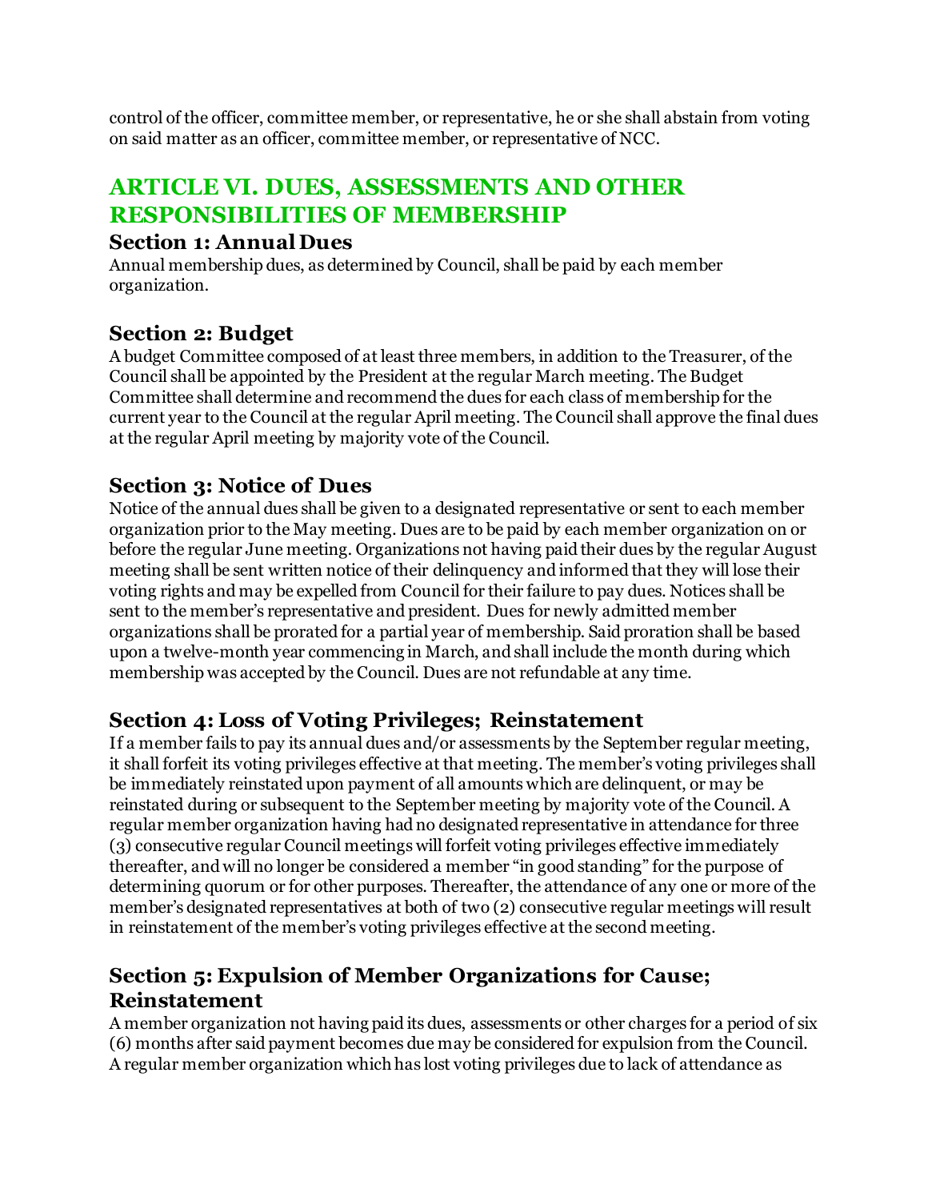control of the officer, committee member, or representative, he or she shall abstain from voting on said matter as an officer, committee member, or representative of NCC.

## ARTICLE VI. DUES, ASSESSMENTS AND OTHER RESPONSIBILITIES OF MEMBERSHIP

### Section 1: Annual Dues

Annual membership dues, as determined by Council, shall be paid by each member organization.

### Section 2: Budget

A budget Committee composed of at least three members, in addition to the Treasurer, of the Council shall be appointed by the President at the regular March meeting. The Budget Committee shall determine and recommend the dues for each class of membership for the current year to the Council at the regular April meeting. The Council shall approve the final dues at the regular April meeting by majority vote of the Council.

### Section 3: Notice of Dues

Notice of the annual dues shall be given to a designated representative or sent to each member organization prior to the May meeting. Dues are to be paid by each member organization on or before the regular June meeting. Organizations not having paid their dues by the regular August meeting shall be sent written notice of their delinquency and informed that they will lose their voting rights and may be expelled from Council for their failure to pay dues. Notices shall be sent to the member's representative and president. Dues for newly admitted member organizations shall be prorated for a partial year of membership. Said proration shall be based upon a twelve-month year commencing in March, and shall include the month during which membership was accepted by the Council. Dues are not refundable at any time.

### Section 4: Loss of Voting Privileges; Reinstatement

If a member fails to pay its annual dues and/or assessments by the September regular meeting, it shall forfeit its voting privileges effective at that meeting. The member's voting privileges shall be immediately reinstated upon payment of all amounts which are delinquent, or may be reinstated during or subsequent to the September meeting by majority vote of the Council. A regular member organization having had no designated representative in attendance for three (3) consecutive regular Council meetings will forfeit voting privileges effective immediately thereafter, and will no longer be considered a member "in good standing" for the purpose of determining quorum or for other purposes. Thereafter, the attendance of any one or more of the member's designated representatives at both of two (2) consecutive regular meetings will result in reinstatement of the member's voting privileges effective at the second meeting.

### Section 5: Expulsion of Member Organizations for Cause; Reinstatement

A member organization not having paid its dues, assessments or other charges for a period of six (6) months after said payment becomes due may be considered for expulsion from the Council. A regular member organization which has lost voting privileges due to lack of attendance as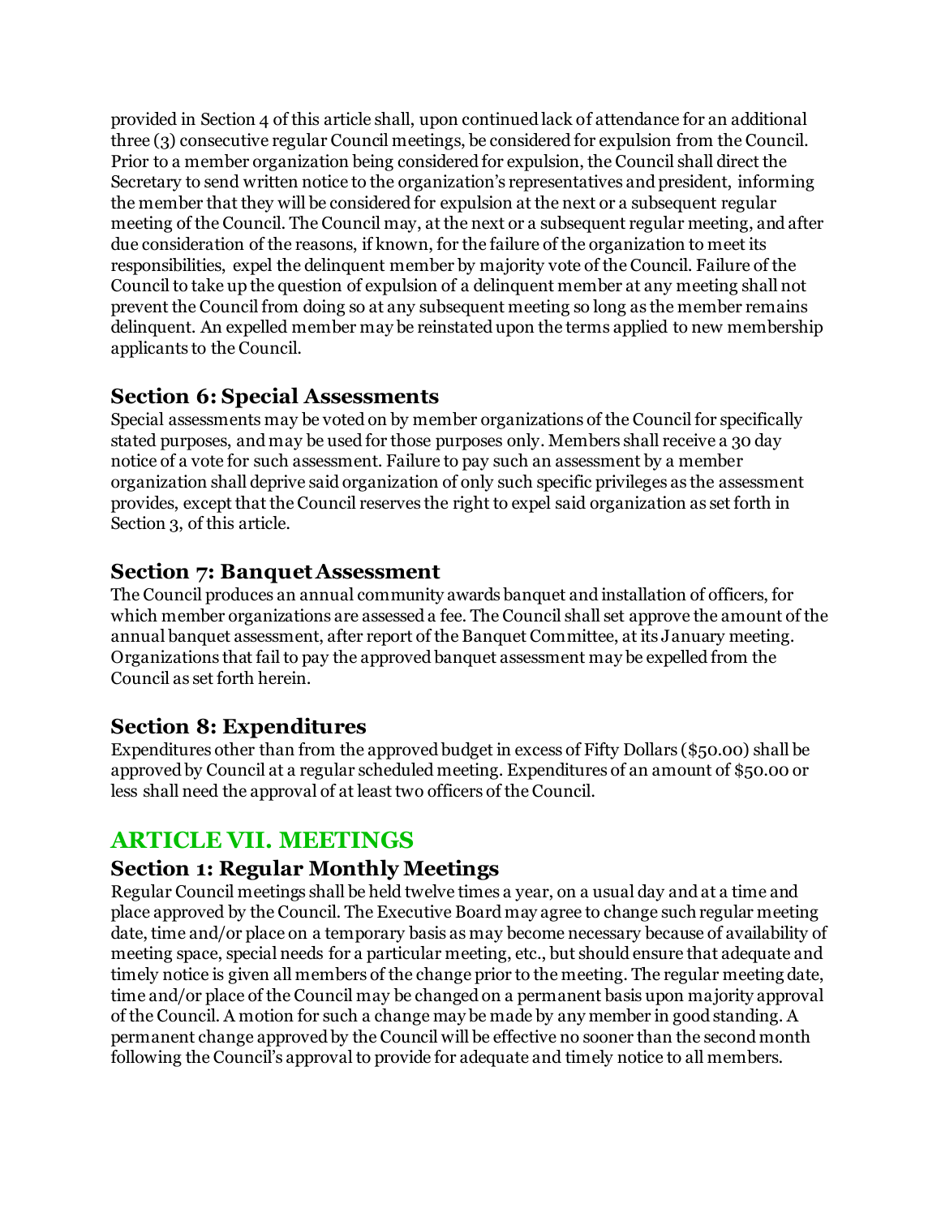provided in Section 4 of this article shall, upon continued lack of attendance for an additional three (3) consecutive regular Council meetings, be considered for expulsion from the Council. Prior to a member organization being considered for expulsion, the Council shall direct the Secretary to send written notice to the organization's representatives and president, informing the member that they will be considered for expulsion at the next or a subsequent regular meeting of the Council. The Council may, at the next or a subsequent regular meeting, and after due consideration of the reasons, if known, for the failure of the organization to meet its responsibilities, expel the delinquent member by majority vote of the Council. Failure of the Council to take up the question of expulsion of a delinquent member at any meeting shall not prevent the Council from doing so at any subsequent meeting so long as the member remains delinquent. An expelled member may be reinstated upon the terms applied to new membership applicants to the Council.

### Section 6: Special Assessments

Special assessments may be voted on by member organizations of the Council for specifically stated purposes, and may be used for those purposes only. Members shall receive a 30 day notice of a vote for such assessment. Failure to pay such an assessment by a member organization shall deprive said organization of only such specific privileges as the assessment provides, except that the Council reserves the right to expel said organization as set forth in Section 3, of this article.

### Section 7: Banquet Assessment

The Council produces an annual community awards banquet and installation of officers, for which member organizations are assessed a fee. The Council shall set approve the amount of the annual banquet assessment, after report of the Banquet Committee, at its January meeting. Organizations that fail to pay the approved banquet assessment may be expelled from the Council as set forth herein.

### Section 8: Expenditures

Expenditures other than from the approved budget in excess of Fifty Dollars ($50.00) shall be approved by Council at a regular scheduled meeting. Expenditures of an amount of $50.00 or less shall need the approval of at least two officers of the Council.

## ARTICLE VII. MEETINGS

### Section 1: Regular Monthly Meetings

Regular Council meetings shall be held twelve times a year, on a usual day and at a time and place approved by the Council. The Executive Board may agree to change such regular meeting date, time and/or place on a temporary basis as may become necessary because of availability of meeting space, special needs for a particular meeting, etc., but should ensure that adequate and timely notice is given all members of the change prior to the meeting. The regular meeting date, time and/or place of the Council may be changed on a permanent basis upon majority approval of the Council. A motion for such a change may be made by any member in good standing. A permanent change approved by the Council will be effective no sooner than the second month following the Council's approval to provide for adequate and timely notice to all members.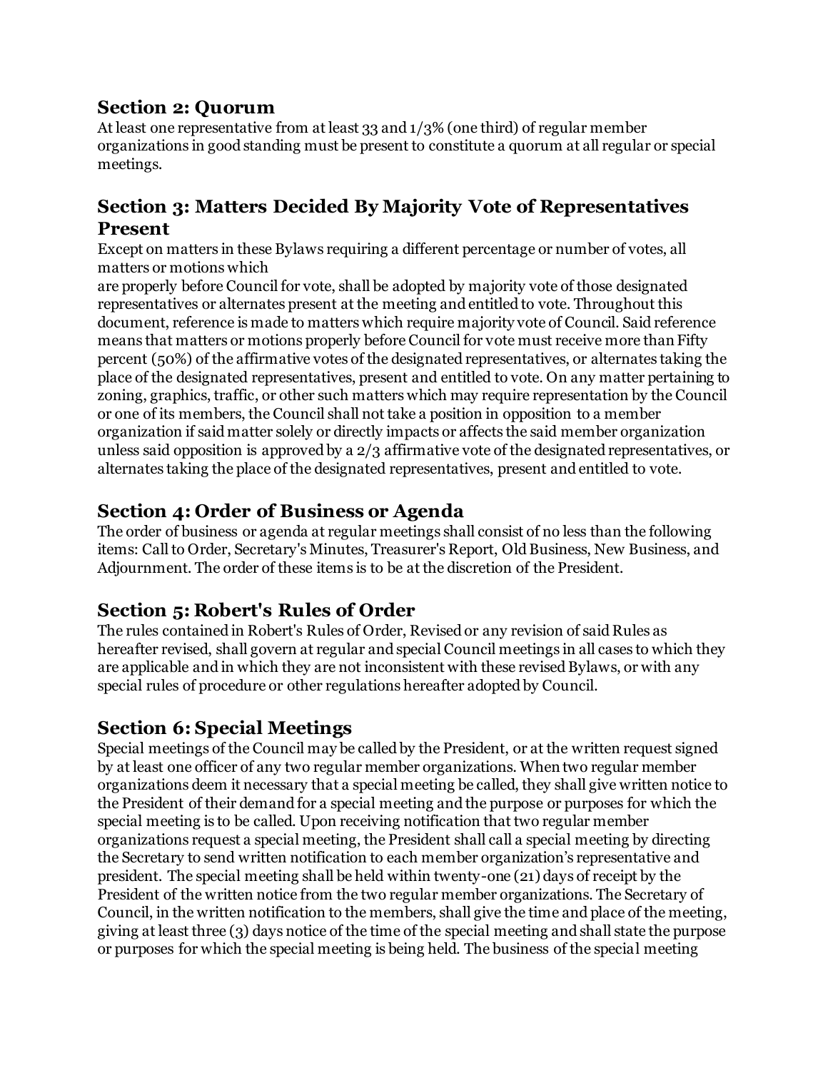## Section 2: Quorum

At least one representative from at least 33 and 1/3% (one third) of regular member organizations in good standing must be present to constitute a quorum at all regular or special meetings.

## Section 3: Matters Decided By Majority Vote of Representatives Present

Except on matters in these Bylaws requiring a different percentage or number of votes, all matters or motions which
are properly before Council for vote, shall be adopted by majority vote of those designated representatives or alternates present at the meeting and entitled to vote. Throughout this document, reference is made to matters which require majority vote of Council. Said reference means that matters or motions properly before Council for vote must receive more than Fifty percent (50%) of the affirmative votes of the designated representatives, or alternates taking the place of the designated representatives, present and entitled to vote. On any matter pertaining to zoning, graphics, traffic, or other such matters which may require representation by the Council or one of its members, the Council shall not take a position in opposition to a member organization if said matter solely or directly impacts or affects the said member organization unless said opposition is approved by a 2/3 affirmative vote of the designated representatives, or alternates taking the place of the designated representatives, present and entitled to vote.

## Section 4: Order of Business or Agenda

The order of business or agenda at regular meetings shall consist of no less than the following items: Call to Order, Secretary's Minutes, Treasurer's Report, Old Business, New Business, and Adjournment. The order of these items is to be at the discretion of the President.

## Section 5: Robert's Rules of Order

The rules contained in Robert's Rules of Order, Revised or any revision of said Rules as hereafter revised, shall govern at regular and special Council meetings in all cases to which they are applicable and in which they are not inconsistent with these revised Bylaws, or with any special rules of procedure or other regulations hereafter adopted by Council.

## Section 6: Special Meetings

Special meetings of the Council may be called by the President, or at the written request signed by at least one officer of any two regular member organizations. When two regular member organizations deem it necessary that a special meeting be called, they shall give written notice to the President of their demand for a special meeting and the purpose or purposes for which the special meeting is to be called. Upon receiving notification that two regular member organizations request a special meeting, the President shall call a special meeting by directing the Secretary to send written notification to each member organization's representative and president. The special meeting shall be held within twenty-one (21) days of receipt by the President of the written notice from the two regular member organizations. The Secretary of Council, in the written notification to the members, shall give the time and place of the meeting, giving at least three (3) days notice of the time of the special meeting and shall state the purpose or purposes for which the special meeting is being held. The business of the special meeting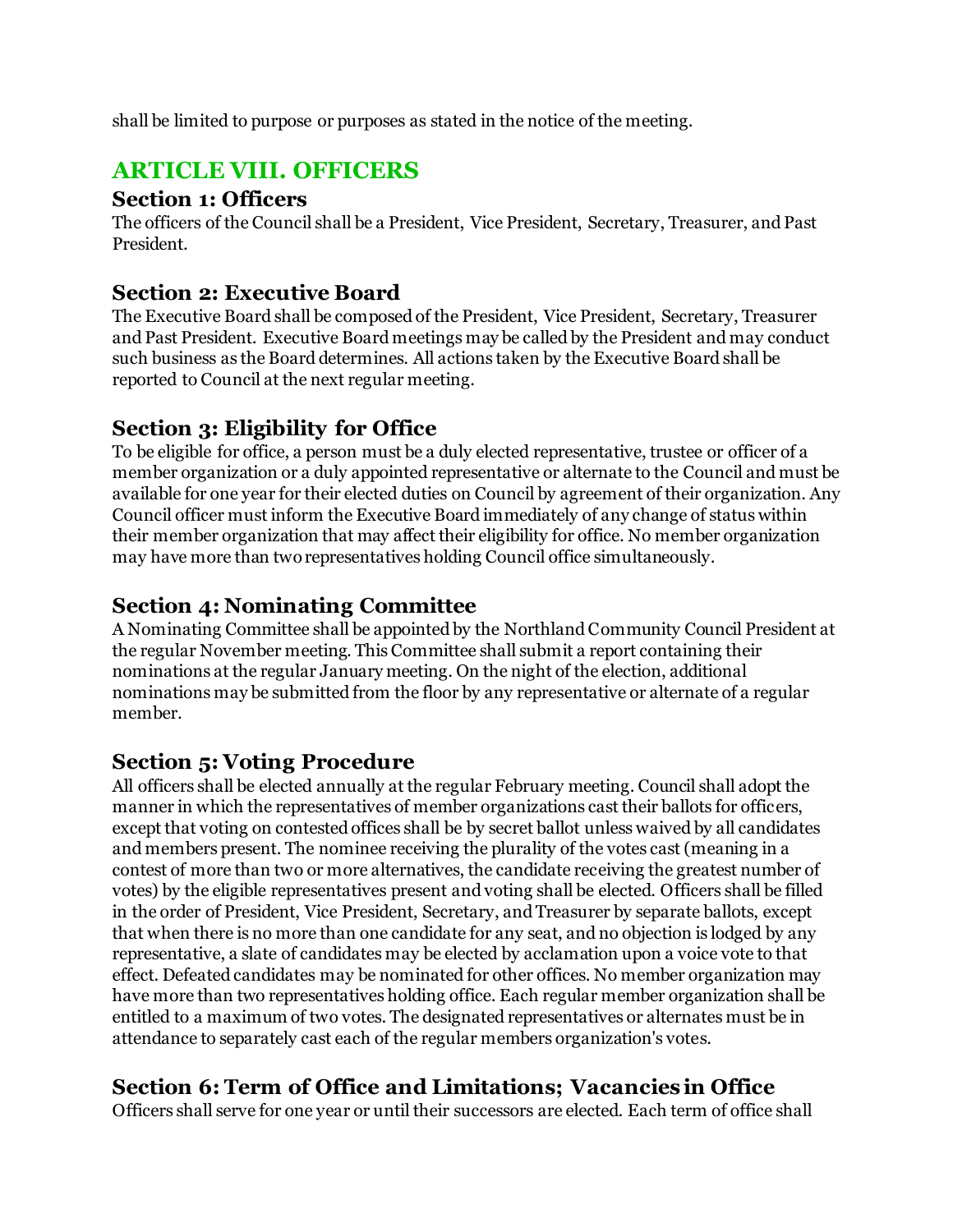shall be limited to purpose or purposes as stated in the notice of the meeting.

## ARTICLE VIII. OFFICERS

### Section 1: Officers

The officers of the Council shall be a President, Vice President, Secretary, Treasurer, and Past President.

### Section 2: Executive Board

The Executive Board shall be composed of the President, Vice President, Secretary, Treasurer and Past President. Executive Board meetings may be called by the President and may conduct such business as the Board determines. All actions taken by the Executive Board shall be reported to Council at the next regular meeting.

### Section 3: Eligibility for Office

To be eligible for office, a person must be a duly elected representative, trustee or officer of a member organization or a duly appointed representative or alternate to the Council and must be available for one year for their elected duties on Council by agreement of their organization. Any Council officer must inform the Executive Board immediately of any change of status within their member organization that may affect their eligibility for office. No member organization may have more than two representatives holding Council office simultaneously.

### Section 4: Nominating Committee

A Nominating Committee shall be appointed by the Northland Community Council President at the regular November meeting. This Committee shall submit a report containing their nominations at the regular January meeting. On the night of the election, additional nominations may be submitted from the floor by any representative or alternate of a regular member.

### Section 5: Voting Procedure

All officers shall be elected annually at the regular February meeting. Council shall adopt the manner in which the representatives of member organizations cast their ballots for officers, except that voting on contested offices shall be by secret ballot unless waived by all candidates and members present. The nominee receiving the plurality of the votes cast (meaning in a contest of more than two or more alternatives, the candidate receiving the greatest number of votes) by the eligible representatives present and voting shall be elected. Officers shall be filled in the order of President, Vice President, Secretary, and Treasurer by separate ballots, except that when there is no more than one candidate for any seat, and no objection is lodged by any representative, a slate of candidates may be elected by acclamation upon a voice vote to that effect. Defeated candidates may be nominated for other offices. No member organization may have more than two representatives holding office. Each regular member organization shall be entitled to a maximum of two votes. The designated representatives or alternates must be in attendance to separately cast each of the regular members organization's votes.

### Section 6: Term of Office and Limitations; Vacancies in Office

Officers shall serve for one year or until their successors are elected. Each term of office shall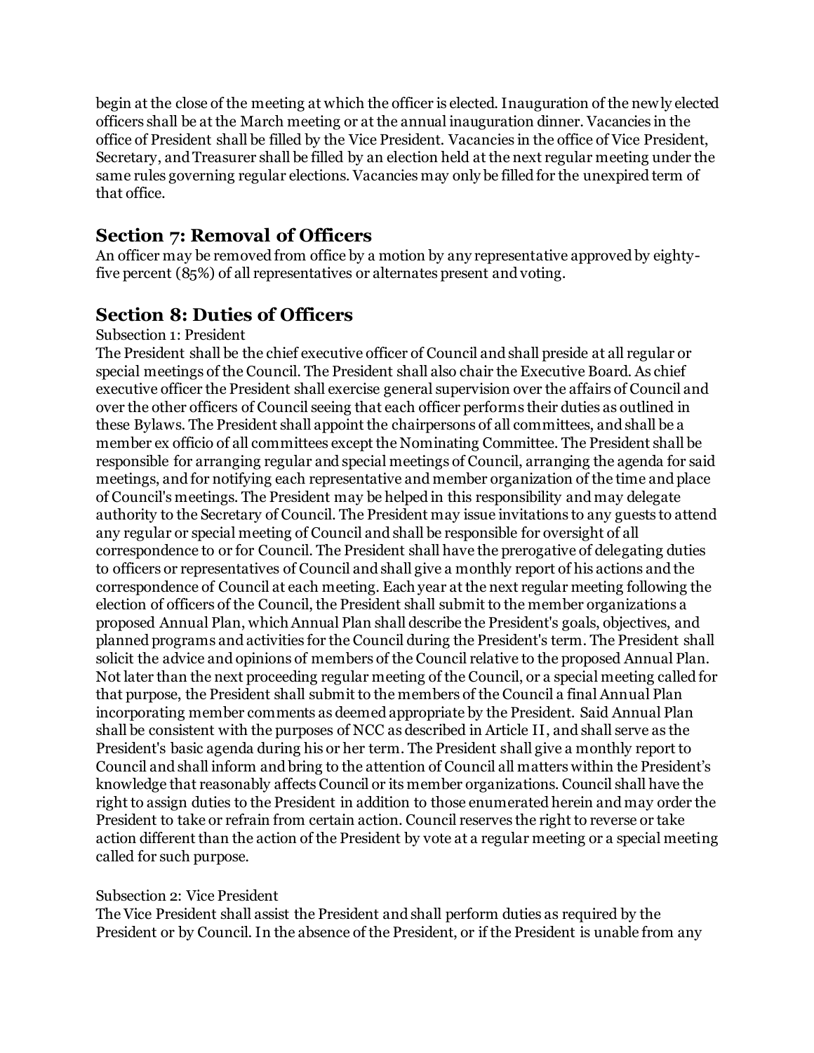begin at the close of the meeting at which the officer is elected. Inauguration of the newly elected officers shall be at the March meeting or at the annual inauguration dinner. Vacancies in the office of President shall be filled by the Vice President. Vacancies in the office of Vice President, Secretary, and Treasurer shall be filled by an election held at the next regular meeting under the same rules governing regular elections. Vacancies may only be filled for the unexpired term of that office.

## Section 7: Removal of Officers

An officer may be removed from office by a motion by any representative approved by eighty-five percent (85%) of all representatives or alternates present and voting.

## Section 8: Duties of Officers

Subsection 1: President

The President shall be the chief executive officer of Council and shall preside at all regular or special meetings of the Council. The President shall also chair the Executive Board. As chief executive officer the President shall exercise general supervision over the affairs of Council and over the other officers of Council seeing that each officer performs their duties as outlined in these Bylaws. The President shall appoint the chairpersons of all committees, and shall be a member ex officio of all committees except the Nominating Committee. The President shall be responsible for arranging regular and special meetings of Council, arranging the agenda for said meetings, and for notifying each representative and member organization of the time and place of Council's meetings. The President may be helped in this responsibility and may delegate authority to the Secretary of Council. The President may issue invitations to any guests to attend any regular or special meeting of Council and shall be responsible for oversight of all correspondence to or for Council. The President shall have the prerogative of delegating duties to officers or representatives of Council and shall give a monthly report of his actions and the correspondence of Council at each meeting. Each year at the next regular meeting following the election of officers of the Council, the President shall submit to the member organizations a proposed Annual Plan, which Annual Plan shall describe the President's goals, objectives, and planned programs and activities for the Council during the President's term. The President shall solicit the advice and opinions of members of the Council relative to the proposed Annual Plan. Not later than the next proceeding regular meeting of the Council, or a special meeting called for that purpose, the President shall submit to the members of the Council a final Annual Plan incorporating member comments as deemed appropriate by the President. Said Annual Plan shall be consistent with the purposes of NCC as described in Article II, and shall serve as the President's basic agenda during his or her term. The President shall give a monthly report to Council and shall inform and bring to the attention of Council all matters within the President's knowledge that reasonably affects Council or its member organizations. Council shall have the right to assign duties to the President in addition to those enumerated herein and may order the President to take or refrain from certain action. Council reserves the right to reverse or take action different than the action of the President by vote at a regular meeting or a special meeting called for such purpose.

Subsection 2: Vice President

The Vice President shall assist the President and shall perform duties as required by the President or by Council. In the absence of the President, or if the President is unable from any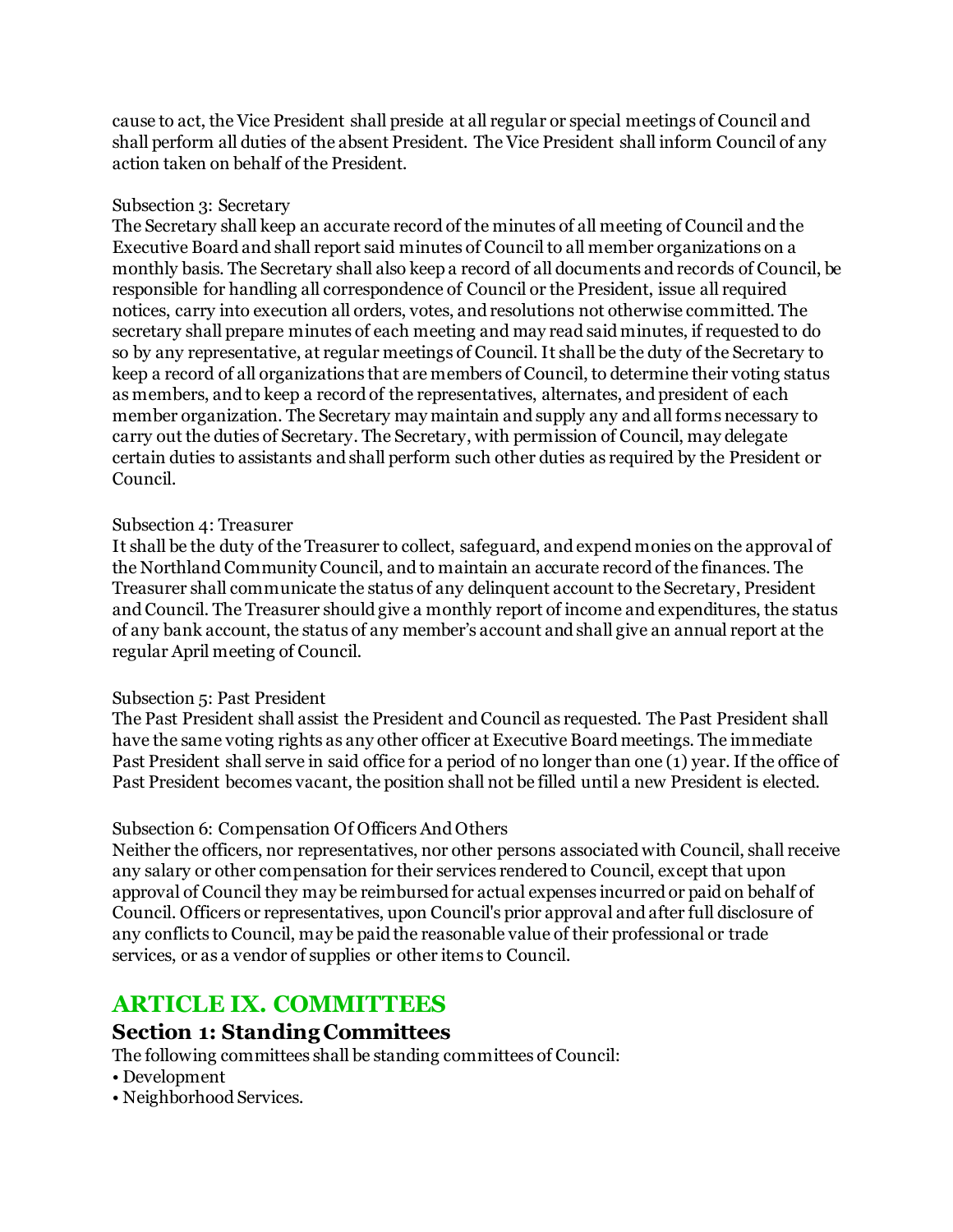cause to act, the Vice President shall preside at all regular or special meetings of Council and shall perform all duties of the absent President. The Vice President shall inform Council of any action taken on behalf of the President.

Subsection 3: Secretary
The Secretary shall keep an accurate record of the minutes of all meeting of Council and the Executive Board and shall report said minutes of Council to all member organizations on a monthly basis. The Secretary shall also keep a record of all documents and records of Council, be responsible for handling all correspondence of Council or the President, issue all required notices, carry into execution all orders, votes, and resolutions not otherwise committed. The secretary shall prepare minutes of each meeting and may read said minutes, if requested to do so by any representative, at regular meetings of Council. It shall be the duty of the Secretary to keep a record of all organizations that are members of Council, to determine their voting status as members, and to keep a record of the representatives, alternates, and president of each member organization. The Secretary may maintain and supply any and all forms necessary to carry out the duties of Secretary. The Secretary, with permission of Council, may delegate certain duties to assistants and shall perform such other duties as required by the President or Council.

Subsection 4: Treasurer
It shall be the duty of the Treasurer to collect, safeguard, and expend monies on the approval of the Northland Community Council, and to maintain an accurate record of the finances. The Treasurer shall communicate the status of any delinquent account to the Secretary, President and Council. The Treasurer should give a monthly report of income and expenditures, the status of any bank account, the status of any member's account and shall give an annual report at the regular April meeting of Council.

Subsection 5: Past President
The Past President shall assist the President and Council as requested. The Past President shall have the same voting rights as any other officer at Executive Board meetings. The immediate Past President shall serve in said office for a period of no longer than one (1) year. If the office of Past President becomes vacant, the position shall not be filled until a new President is elected.

Subsection 6: Compensation Of Officers And Others
Neither the officers, nor representatives, nor other persons associated with Council, shall receive any salary or other compensation for their services rendered to Council, except that upon approval of Council they may be reimbursed for actual expenses incurred or paid on behalf of Council. Officers or representatives, upon Council's prior approval and after full disclosure of any conflicts to Council, may be paid the reasonable value of their professional or trade services, or as a vendor of supplies or other items to Council.

## ARTICLE IX. COMMITTEES

### Section 1: Standing Committees

The following committees shall be standing committees of Council:

- Development
- Neighborhood Services.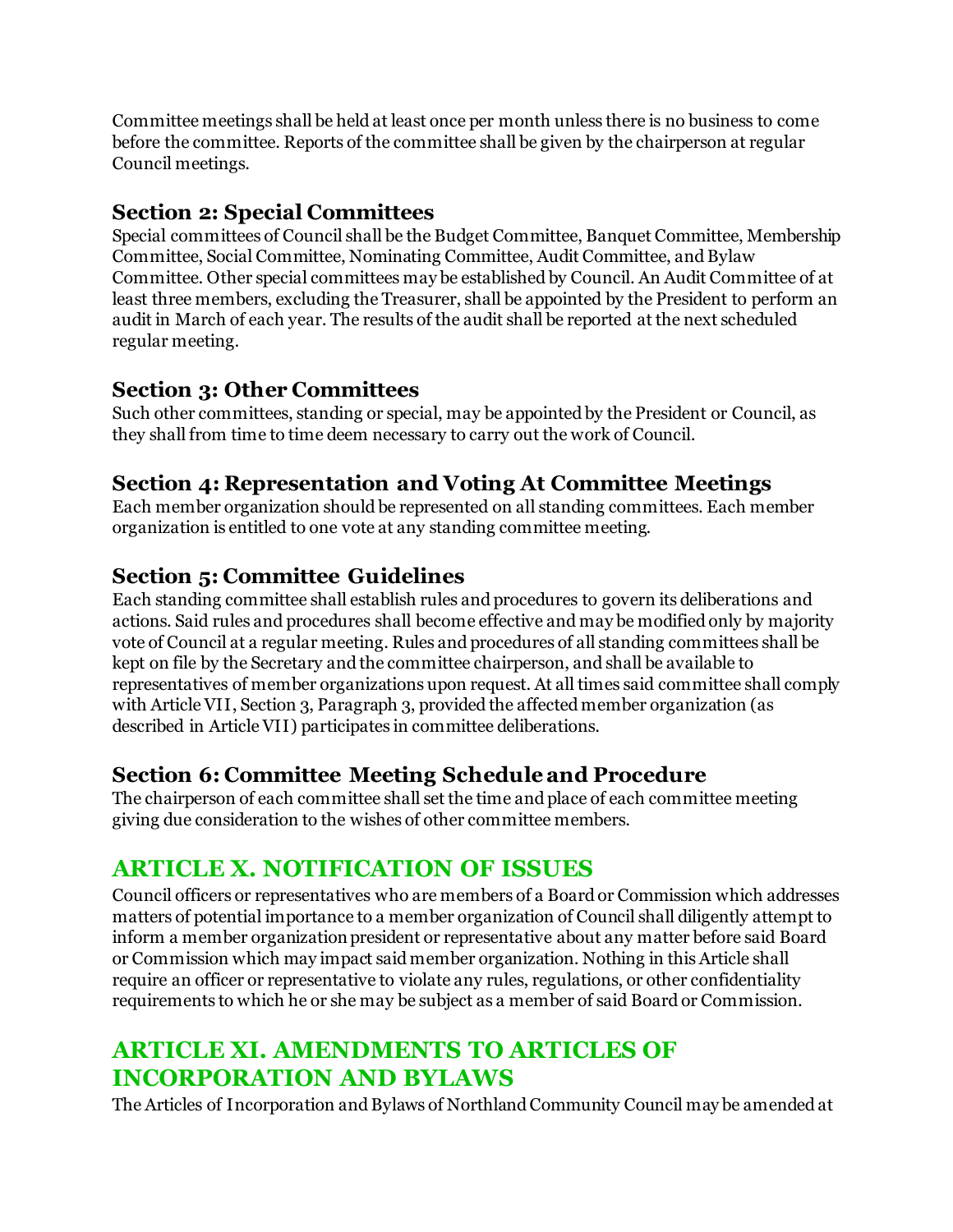Committee meetings shall be held at least once per month unless there is no business to come before the committee. Reports of the committee shall be given by the chairperson at regular Council meetings.

### Section 2: Special Committees

Special committees of Council shall be the Budget Committee, Banquet Committee, Membership Committee, Social Committee, Nominating Committee, Audit Committee, and Bylaw Committee. Other special committees may be established by Council. An Audit Committee of at least three members, excluding the Treasurer, shall be appointed by the President to perform an audit in March of each year. The results of the audit shall be reported at the next scheduled regular meeting.

### Section 3: Other Committees

Such other committees, standing or special, may be appointed by the President or Council, as they shall from time to time deem necessary to carry out the work of Council.

### Section 4: Representation and Voting At Committee Meetings

Each member organization should be represented on all standing committees. Each member organization is entitled to one vote at any standing committee meeting.

### Section 5: Committee Guidelines

Each standing committee shall establish rules and procedures to govern its deliberations and actions. Said rules and procedures shall become effective and may be modified only by majority vote of Council at a regular meeting. Rules and procedures of all standing committees shall be kept on file by the Secretary and the committee chairperson, and shall be available to representatives of member organizations upon request. At all times said committee shall comply with Article VII, Section 3, Paragraph 3, provided the affected member organization (as described in Article VII) participates in committee deliberations.

### Section 6: Committee Meeting Schedule and Procedure

The chairperson of each committee shall set the time and place of each committee meeting giving due consideration to the wishes of other committee members.

## ARTICLE X. NOTIFICATION OF ISSUES

Council officers or representatives who are members of a Board or Commission which addresses matters of potential importance to a member organization of Council shall diligently attempt to inform a member organization president or representative about any matter before said Board or Commission which may impact said member organization. Nothing in this Article shall require an officer or representative to violate any rules, regulations, or other confidentiality requirements to which he or she may be subject as a member of said Board or Commission.

## ARTICLE XI. AMENDMENTS TO ARTICLES OF INCORPORATION AND BYLAWS

The Articles of Incorporation and Bylaws of Northland Community Council may be amended at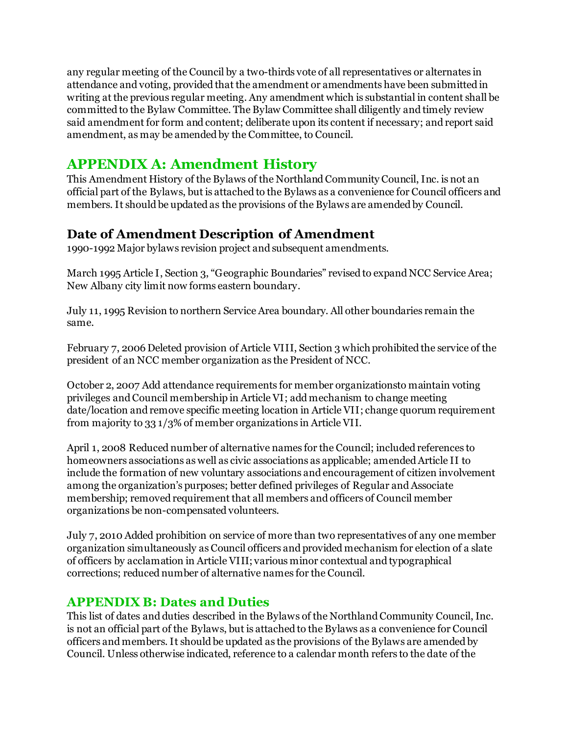any regular meeting of the Council by a two-thirds vote of all representatives or alternates in attendance and voting, provided that the amendment or amendments have been submitted in writing at the previous regular meeting. Any amendment which is substantial in content shall be committed to the Bylaw Committee. The Bylaw Committee shall diligently and timely review said amendment for form and content; deliberate upon its content if necessary; and report said amendment, as may be amended by the Committee, to Council.

## APPENDIX A: Amendment History

This Amendment History of the Bylaws of the Northland Community Council, Inc. is not an official part of the Bylaws, but is attached to the Bylaws as a convenience for Council officers and members. It should be updated as the provisions of the Bylaws are amended by Council.

### Date of Amendment Description of Amendment

1990-1992 Major bylaws revision project and subsequent amendments.

March 1995 Article I, Section 3, "Geographic Boundaries" revised to expand NCC Service Area; New Albany city limit now forms eastern boundary.

July 11, 1995 Revision to northern Service Area boundary. All other boundaries remain the same.

February 7, 2006 Deleted provision of Article VIII, Section 3 which prohibited the service of the president of an NCC member organization as the President of NCC.

October 2, 2007 Add attendance requirements for member organizationsto maintain voting privileges and Council membership in Article VI; add mechanism to change meeting date/location and remove specific meeting location in Article VII; change quorum requirement from majority to 33 1/3% of member organizations in Article VII.

April 1, 2008 Reduced number of alternative names for the Council; included references to homeowners associations as well as civic associations as applicable; amended Article II to include the formation of new voluntary associations and encouragement of citizen involvement among the organization's purposes; better defined privileges of Regular and Associate membership; removed requirement that all members and officers of Council member organizations be non-compensated volunteers.

July 7, 2010 Added prohibition on service of more than two representatives of any one member organization simultaneously as Council officers and provided mechanism for election of a slate of officers by acclamation in Article VIII; various minor contextual and typographical corrections; reduced number of alternative names for the Council.

## APPENDIX B: Dates and Duties

This list of dates and duties described in the Bylaws of the Northland Community Council, Inc. is not an official part of the Bylaws, but is attached to the Bylaws as a convenience for Council officers and members. It should be updated as the provisions of the Bylaws are amended by Council. Unless otherwise indicated, reference to a calendar month refers to the date of the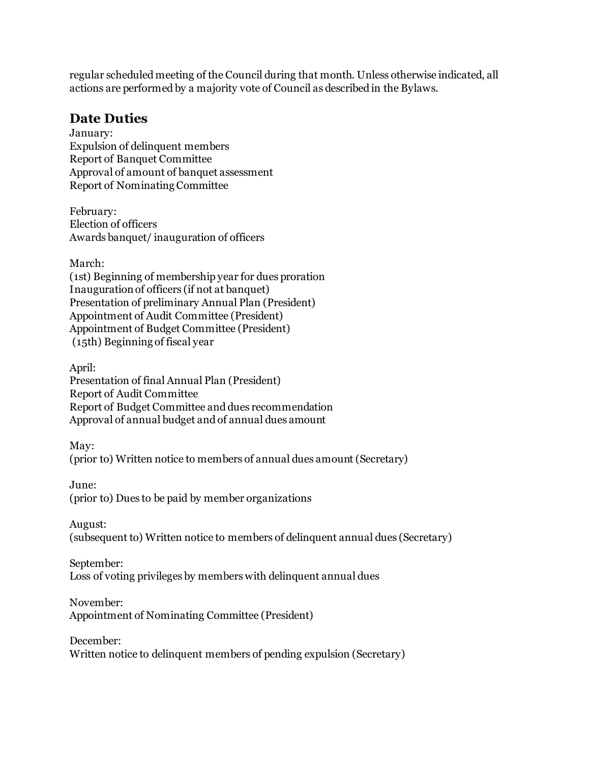regular scheduled meeting of the Council during that month. Unless otherwise indicated, all actions are performed by a majority vote of Council as described in the Bylaws.

## Date Duties

January:
Expulsion of delinquent members
Report of Banquet Committee
Approval of amount of banquet assessment
Report of Nominating Committee

February:
Election of officers
Awards banquet/ inauguration of officers

March:
(1st) Beginning of membership year for dues proration
Inauguration of officers (if not at banquet)
Presentation of preliminary Annual Plan (President)
Appointment of Audit Committee (President)
Appointment of Budget Committee (President)
(15th) Beginning of fiscal year

April:
Presentation of final Annual Plan (President)
Report of Audit Committee
Report of Budget Committee and dues recommendation
Approval of annual budget and of annual dues amount

May:
(prior to) Written notice to members of annual dues amount (Secretary)

June:
(prior to) Dues to be paid by member organizations

August:
(subsequent to) Written notice to members of delinquent annual dues (Secretary)

September:
Loss of voting privileges by members with delinquent annual dues

November:
Appointment of Nominating Committee (President)

December:
Written notice to delinquent members of pending expulsion (Secretary)